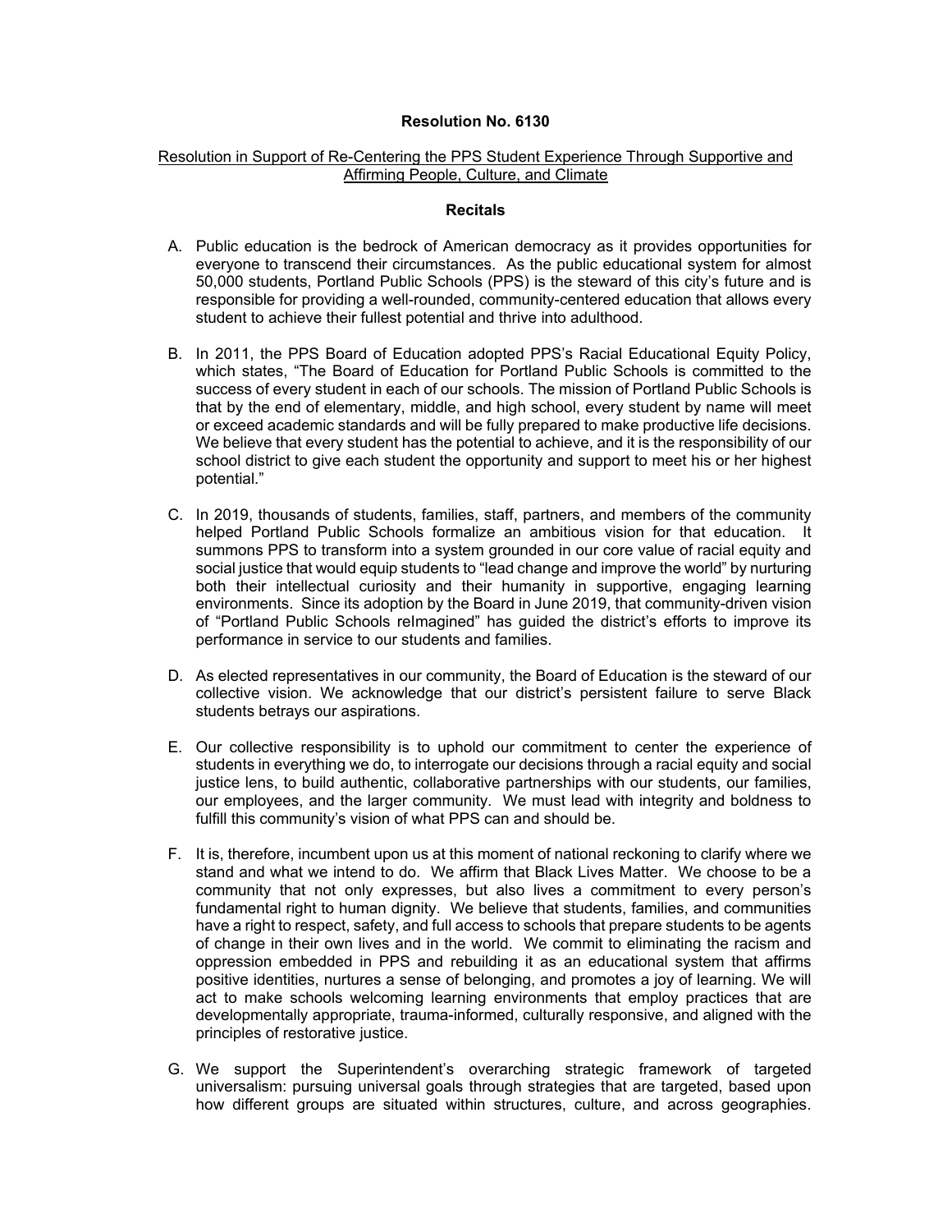**Resolution No. 6130**

Resolution in Support of Re-Centering the PPS Student Experience Through Supportive and Affirming People, Culture, and Climate

**Recitals**

A. Public education is the bedrock of American democracy as it provides opportunities for everyone to transcend their circumstances. As the public educational system for almost 50,000 students, Portland Public Schools (PPS) is the steward of this city's future and is responsible for providing a well-rounded, community-centered education that allows every student to achieve their fullest potential and thrive into adulthood.

B. In 2011, the PPS Board of Education adopted PPS's Racial Educational Equity Policy, which states, "The Board of Education for Portland Public Schools is committed to the success of every student in each of our schools. The mission of Portland Public Schools is that by the end of elementary, middle, and high school, every student by name will meet or exceed academic standards and will be fully prepared to make productive life decisions. We believe that every student has the potential to achieve, and it is the responsibility of our school district to give each student the opportunity and support to meet his or her highest potential."

C. In 2019, thousands of students, families, staff, partners, and members of the community helped Portland Public Schools formalize an ambitious vision for that education. It summons PPS to transform into a system grounded in our core value of racial equity and social justice that would equip students to "lead change and improve the world" by nurturing both their intellectual curiosity and their humanity in supportive, engaging learning environments. Since its adoption by the Board in June 2019, that community-driven vision of "Portland Public Schools reImagined" has guided the district's efforts to improve its performance in service to our students and families.

D. As elected representatives in our community, the Board of Education is the steward of our collective vision. We acknowledge that our district's persistent failure to serve Black students betrays our aspirations.

E. Our collective responsibility is to uphold our commitment to center the experience of students in everything we do, to interrogate our decisions through a racial equity and social justice lens, to build authentic, collaborative partnerships with our students, our families, our employees, and the larger community. We must lead with integrity and boldness to fulfill this community's vision of what PPS can and should be.

F. It is, therefore, incumbent upon us at this moment of national reckoning to clarify where we stand and what we intend to do. We affirm that Black Lives Matter. We choose to be a community that not only expresses, but also lives a commitment to every person's fundamental right to human dignity. We believe that students, families, and communities have a right to respect, safety, and full access to schools that prepare students to be agents of change in their own lives and in the world. We commit to eliminating the racism and oppression embedded in PPS and rebuilding it as an educational system that affirms positive identities, nurtures a sense of belonging, and promotes a joy of learning. We will act to make schools welcoming learning environments that employ practices that are developmentally appropriate, trauma-informed, culturally responsive, and aligned with the principles of restorative justice.

G. We support the Superintendent's overarching strategic framework of targeted universalism: pursuing universal goals through strategies that are targeted, based upon how different groups are situated within structures, culture, and across geographies.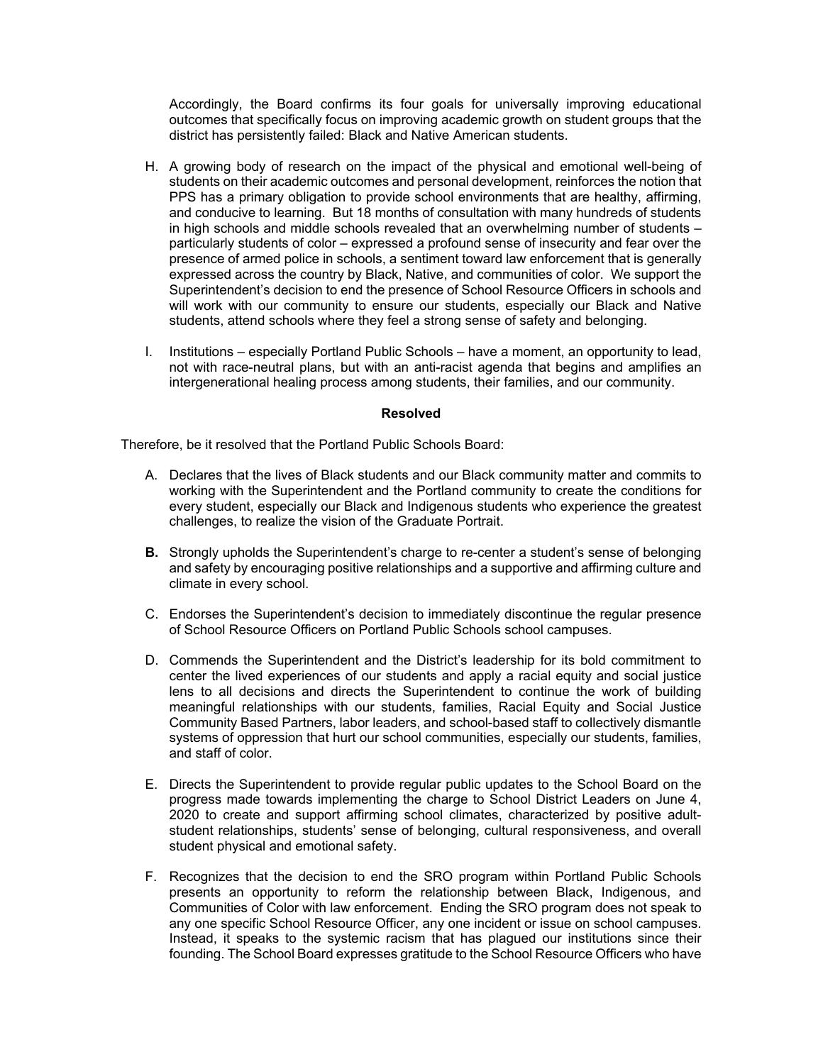Accordingly, the Board confirms its four goals for universally improving educational outcomes that specifically focus on improving academic growth on student groups that the district has persistently failed: Black and Native American students.

H. A growing body of research on the impact of the physical and emotional well-being of students on their academic outcomes and personal development, reinforces the notion that PPS has a primary obligation to provide school environments that are healthy, affirming, and conducive to learning. But 18 months of consultation with many hundreds of students in high schools and middle schools revealed that an overwhelming number of students – particularly students of color – expressed a profound sense of insecurity and fear over the presence of armed police in schools, a sentiment toward law enforcement that is generally expressed across the country by Black, Native, and communities of color. We support the Superintendent's decision to end the presence of School Resource Officers in schools and will work with our community to ensure our students, especially our Black and Native students, attend schools where they feel a strong sense of safety and belonging.

I. Institutions – especially Portland Public Schools – have a moment, an opportunity to lead, not with race-neutral plans, but with an anti-racist agenda that begins and amplifies an intergenerational healing process among students, their families, and our community.

**Resolved**

Therefore, be it resolved that the Portland Public Schools Board:

A. Declares that the lives of Black students and our Black community matter and commits to working with the Superintendent and the Portland community to create the conditions for every student, especially our Black and Indigenous students who experience the greatest challenges, to realize the vision of the Graduate Portrait.

**B.** Strongly upholds the Superintendent's charge to re-center a student's sense of belonging and safety by encouraging positive relationships and a supportive and affirming culture and climate in every school.

C. Endorses the Superintendent's decision to immediately discontinue the regular presence of School Resource Officers on Portland Public Schools school campuses.

D. Commends the Superintendent and the District's leadership for its bold commitment to center the lived experiences of our students and apply a racial equity and social justice lens to all decisions and directs the Superintendent to continue the work of building meaningful relationships with our students, families, Racial Equity and Social Justice Community Based Partners, labor leaders, and school-based staff to collectively dismantle systems of oppression that hurt our school communities, especially our students, families, and staff of color.

E. Directs the Superintendent to provide regular public updates to the School Board on the progress made towards implementing the charge to School District Leaders on June 4, 2020 to create and support affirming school climates, characterized by positive adult-student relationships, students' sense of belonging, cultural responsiveness, and overall student physical and emotional safety.

F. Recognizes that the decision to end the SRO program within Portland Public Schools presents an opportunity to reform the relationship between Black, Indigenous, and Communities of Color with law enforcement. Ending the SRO program does not speak to any one specific School Resource Officer, any one incident or issue on school campuses. Instead, it speaks to the systemic racism that has plagued our institutions since their founding. The School Board expresses gratitude to the School Resource Officers who have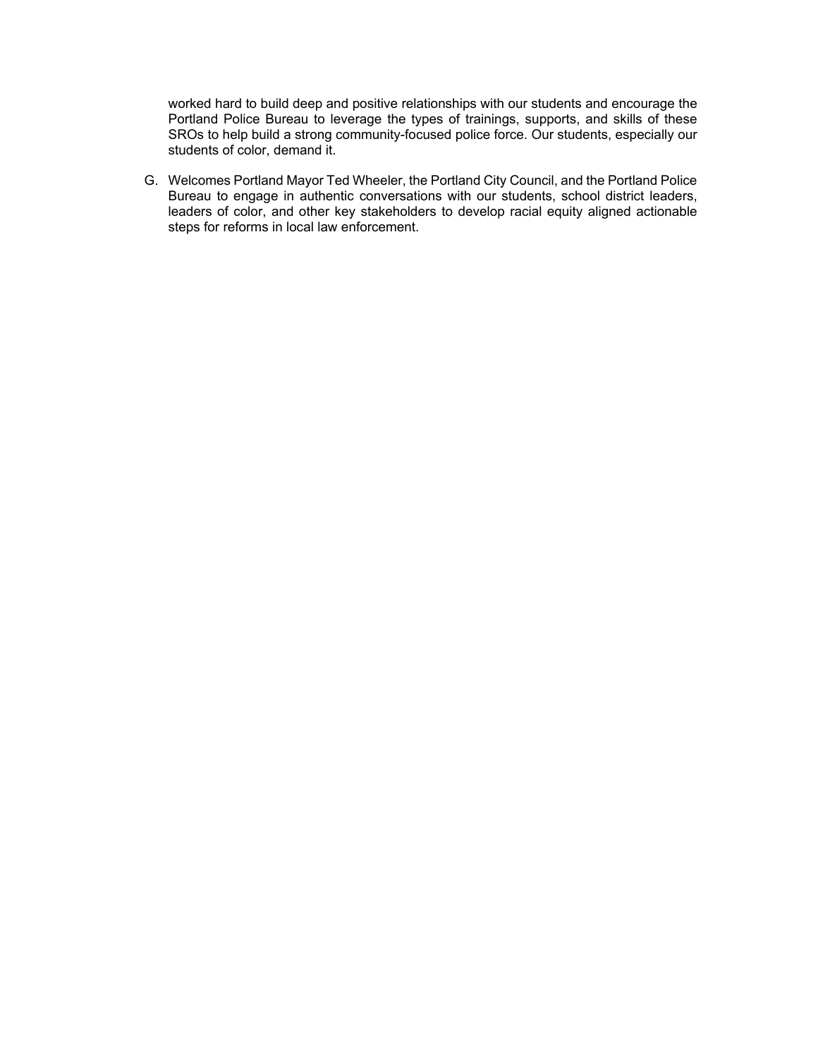worked hard to build deep and positive relationships with our students and encourage the Portland Police Bureau to leverage the types of trainings, supports, and skills of these SROs to help build a strong community-focused police force. Our students, especially our students of color, demand it.

G. Welcomes Portland Mayor Ted Wheeler, the Portland City Council, and the Portland Police Bureau to engage in authentic conversations with our students, school district leaders, leaders of color, and other key stakeholders to develop racial equity aligned actionable steps for reforms in local law enforcement.